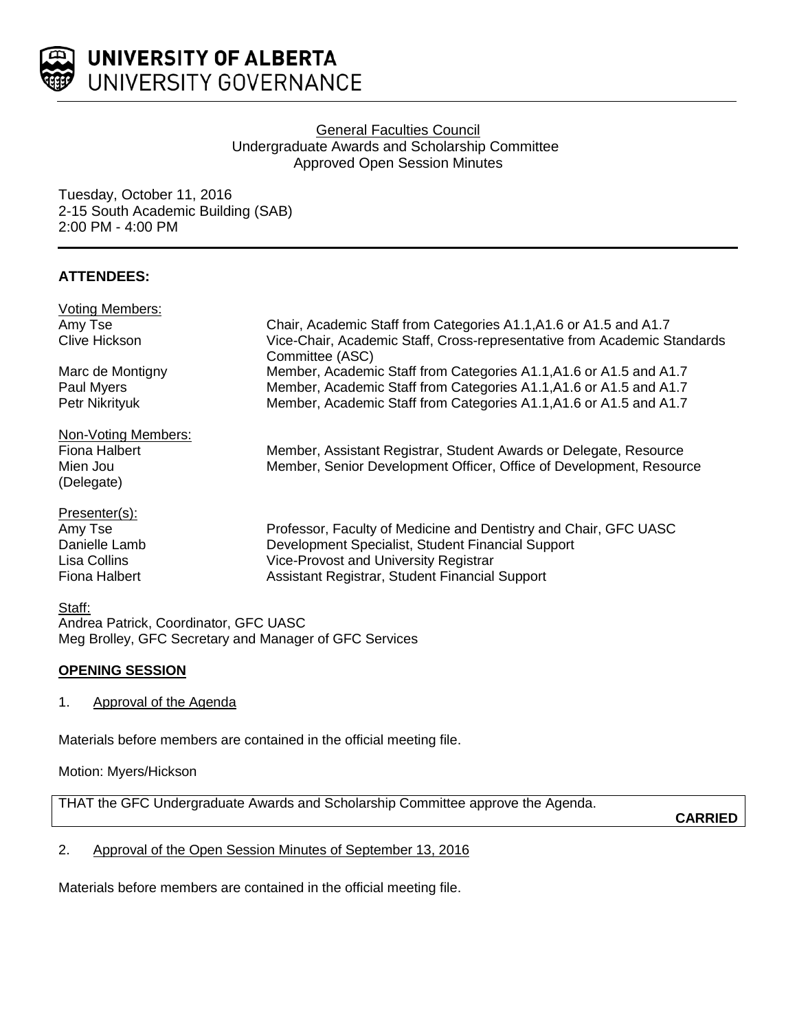UNIVERSITY OF ALBERTA
UNIVERSITY GOVERNANCE

General Faculties Council
Undergraduate Awards and Scholarship Committee
Approved Open Session Minutes

Tuesday, October 11, 2016
2-15 South Academic Building (SAB)
2:00 PM - 4:00 PM

## ATTENDEES:

Voting Members:

| | |
|---|---|
| Amy Tse | Chair, Academic Staff from Categories A1.1,A1.6 or A1.5 and A1.7 |
| Clive Hickson | Vice-Chair, Academic Staff, Cross-representative from Academic Standards Committee (ASC) |
| Marc de Montigny | Member, Academic Staff from Categories A1.1,A1.6 or A1.5 and A1.7 |
| Paul Myers | Member, Academic Staff from Categories A1.1,A1.6 or A1.5 and A1.7 |
| Petr Nikrityuk | Member, Academic Staff from Categories A1.1,A1.6 or A1.5 and A1.7 |

Non-Voting Members:

| | |
|---|---|
| Fiona Halbert | Member, Assistant Registrar, Student Awards or Delegate, Resource |
| Mien Jou (Delegate) | Member, Senior Development Officer, Office of Development, Resource |

Presenter(s):

| | |
|---|---|
| Amy Tse | Professor, Faculty of Medicine and Dentistry and Chair, GFC UASC |
| Danielle Lamb | Development Specialist, Student Financial Support |
| Lisa Collins | Vice-Provost and University Registrar |
| Fiona Halbert | Assistant Registrar, Student Financial Support |

Staff:
Andrea Patrick, Coordinator, GFC UASC
Meg Brolley, GFC Secretary and Manager of GFC Services

## OPENING SESSION

1. Approval of the Agenda

Materials before members are contained in the official meeting file.

Motion: Myers/Hickson

THAT the GFC Undergraduate Awards and Scholarship Committee approve the Agenda.

**CARRIED**

2. Approval of the Open Session Minutes of September 13, 2016

Materials before members are contained in the official meeting file.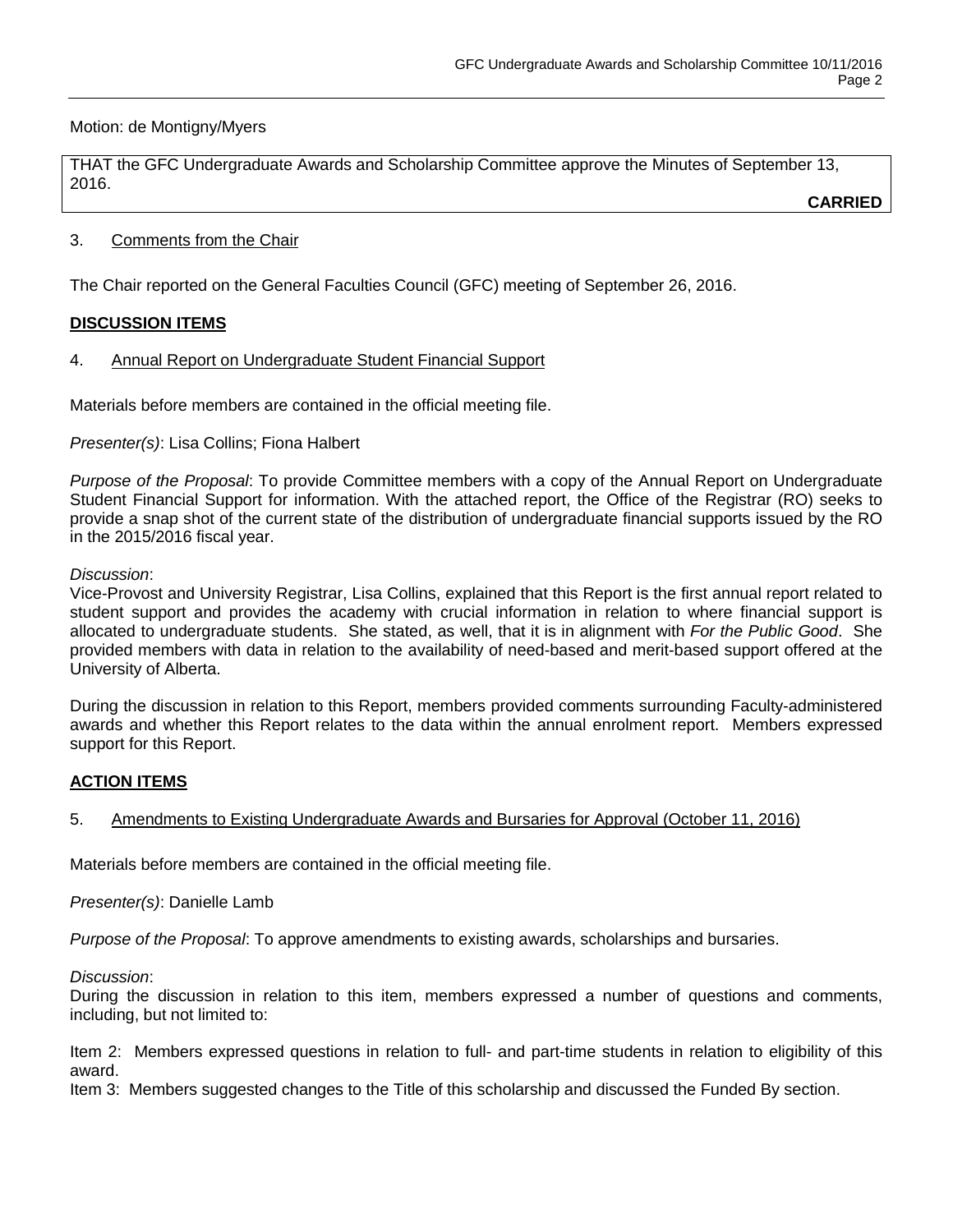Motion: de Montigny/Myers

THAT the GFC Undergraduate Awards and Scholarship Committee approve the Minutes of September 13, 2016.

**CARRIED**

3. Comments from the Chair

The Chair reported on the General Faculties Council (GFC) meeting of September 26, 2016.

**DISCUSSION ITEMS**

4. Annual Report on Undergraduate Student Financial Support

Materials before members are contained in the official meeting file.

*Presenter(s)*: Lisa Collins; Fiona Halbert

*Purpose of the Proposal*: To provide Committee members with a copy of the Annual Report on Undergraduate Student Financial Support for information. With the attached report, the Office of the Registrar (RO) seeks to provide a snap shot of the current state of the distribution of undergraduate financial supports issued by the RO in the 2015/2016 fiscal year.

*Discussion*:
Vice-Provost and University Registrar, Lisa Collins, explained that this Report is the first annual report related to student support and provides the academy with crucial information in relation to where financial support is allocated to undergraduate students. She stated, as well, that it is in alignment with *For the Public Good*. She provided members with data in relation to the availability of need-based and merit-based support offered at the University of Alberta.

During the discussion in relation to this Report, members provided comments surrounding Faculty-administered awards and whether this Report relates to the data within the annual enrolment report. Members expressed support for this Report.

**ACTION ITEMS**

5. Amendments to Existing Undergraduate Awards and Bursaries for Approval (October 11, 2016)

Materials before members are contained in the official meeting file.

*Presenter(s)*: Danielle Lamb

*Purpose of the Proposal*: To approve amendments to existing awards, scholarships and bursaries.

*Discussion*:
During the discussion in relation to this item, members expressed a number of questions and comments, including, but not limited to:

Item 2: Members expressed questions in relation to full- and part-time students in relation to eligibility of this award.
Item 3: Members suggested changes to the Title of this scholarship and discussed the Funded By section.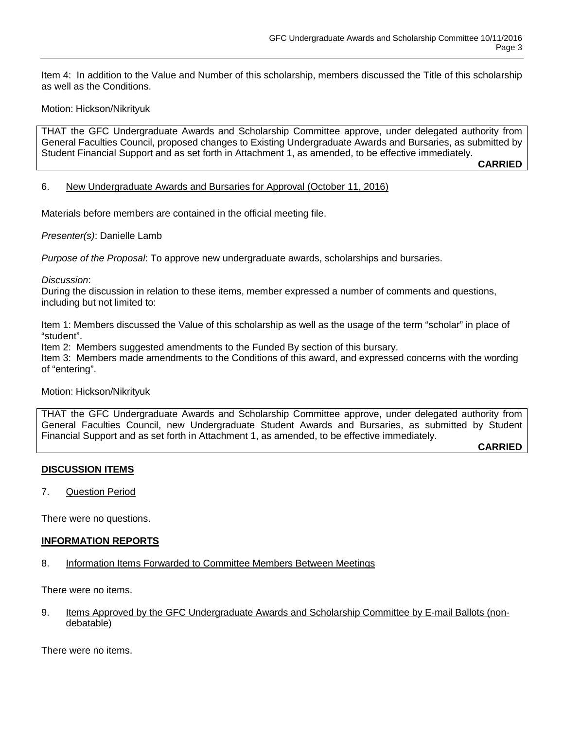Item 4: In addition to the Value and Number of this scholarship, members discussed the Title of this scholarship as well as the Conditions.

Motion: Hickson/Nikrityuk

> THAT the GFC Undergraduate Awards and Scholarship Committee approve, under delegated authority from General Faculties Council, proposed changes to Existing Undergraduate Awards and Bursaries, as submitted by Student Financial Support and as set forth in Attachment 1, as amended, to be effective immediately.
>
> **CARRIED**

6. New Undergraduate Awards and Bursaries for Approval (October 11, 2016)

Materials before members are contained in the official meeting file.

*Presenter(s)*: Danielle Lamb

*Purpose of the Proposal*: To approve new undergraduate awards, scholarships and bursaries.

*Discussion*:
During the discussion in relation to these items, member expressed a number of comments and questions, including but not limited to:

Item 1: Members discussed the Value of this scholarship as well as the usage of the term "scholar" in place of "student".
Item 2: Members suggested amendments to the Funded By section of this bursary.
Item 3: Members made amendments to the Conditions of this award, and expressed concerns with the wording of "entering".

Motion: Hickson/Nikrityuk

> THAT the GFC Undergraduate Awards and Scholarship Committee approve, under delegated authority from General Faculties Council, new Undergraduate Student Awards and Bursaries, as submitted by Student Financial Support and as set forth in Attachment 1, as amended, to be effective immediately.
>
> **CARRIED**

## DISCUSSION ITEMS

7. Question Period

There were no questions.

## INFORMATION REPORTS

8. Information Items Forwarded to Committee Members Between Meetings

There were no items.

9. Items Approved by the GFC Undergraduate Awards and Scholarship Committee by E-mail Ballots (non-debatable)

There were no items.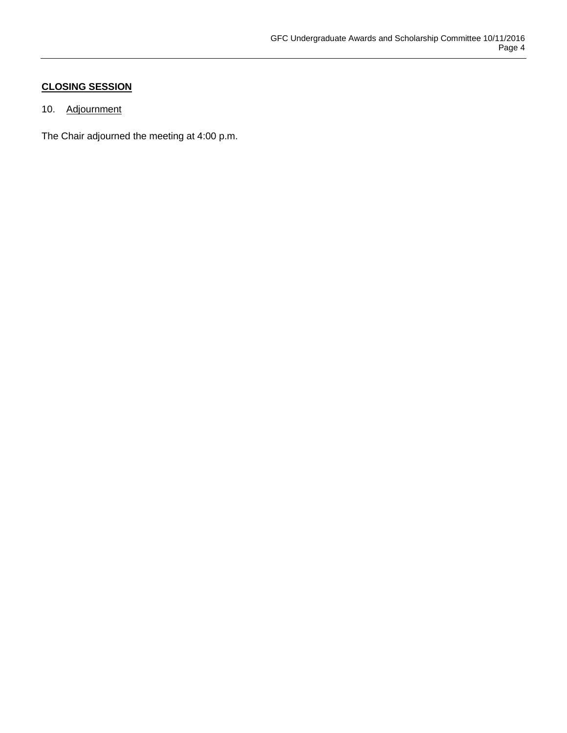**CLOSING SESSION**

10. Adjournment

The Chair adjourned the meeting at 4:00 p.m.